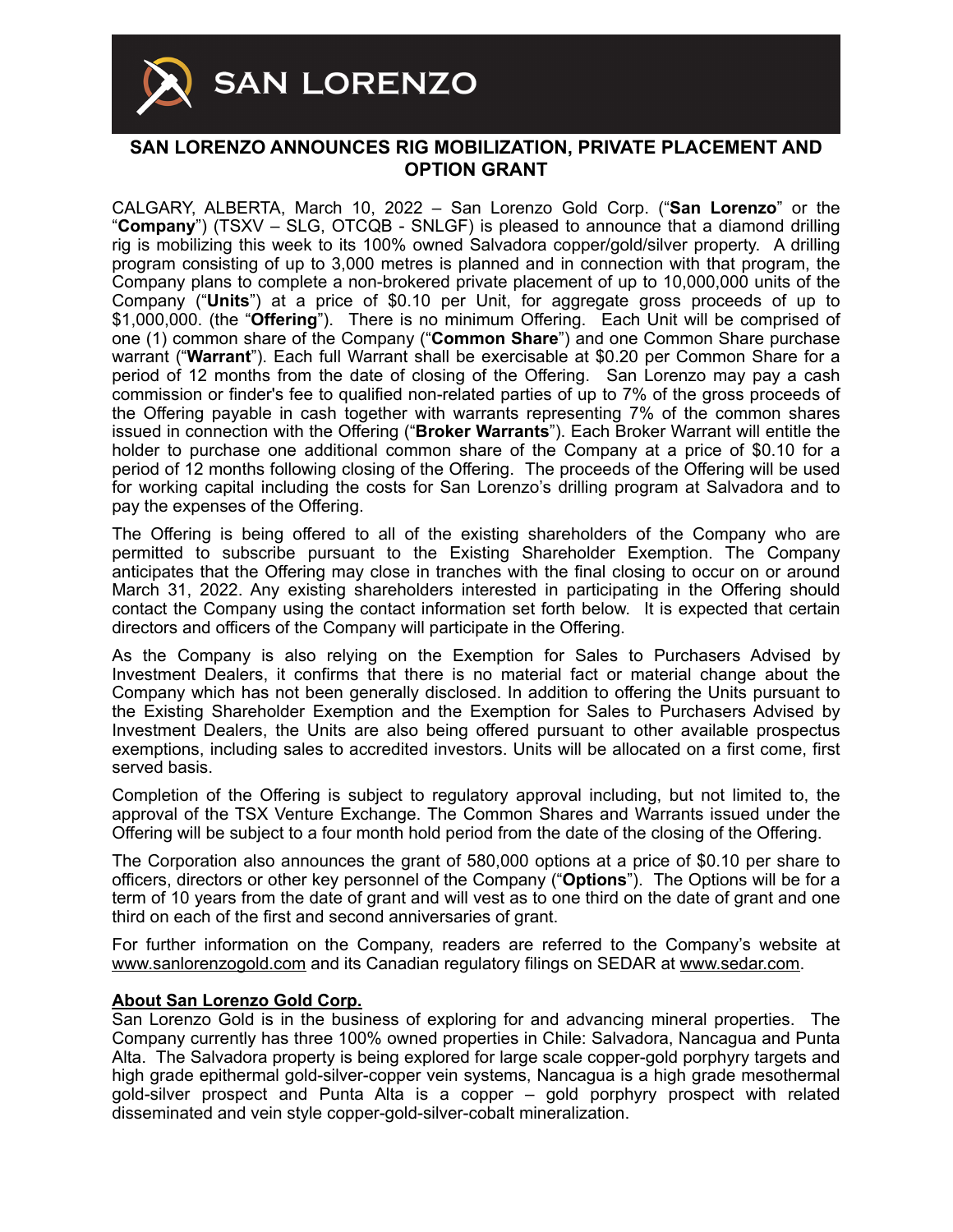SAN LORENZO

# SAN LORENZO ANNOUNCES RIG MOBILIZATION, PRIVATE PLACEMENT AND OPTION GRANT

CALGARY, ALBERTA, March 10, 2022 – San Lorenzo Gold Corp. ("**San Lorenzo**" or the "**Company**") (TSXV – SLG, OTCQB - SNLGF) is pleased to announce that a diamond drilling rig is mobilizing this week to its 100% owned Salvadora copper/gold/silver property. A drilling program consisting of up to 3,000 metres is planned and in connection with that program, the Company plans to complete a non-brokered private placement of up to 10,000,000 units of the Company ("**Units**") at a price of $0.10 per Unit, for aggregate gross proceeds of up to $1,000,000. (the "**Offering**"). There is no minimum Offering. Each Unit will be comprised of one (1) common share of the Company ("**Common Share**") and one Common Share purchase warrant ("**Warrant**"). Each full Warrant shall be exercisable at $0.20 per Common Share for a period of 12 months from the date of closing of the Offering. San Lorenzo may pay a cash commission or finder's fee to qualified non-related parties of up to 7% of the gross proceeds of the Offering payable in cash together with warrants representing 7% of the common shares issued in connection with the Offering ("**Broker Warrants**"). Each Broker Warrant will entitle the holder to purchase one additional common share of the Company at a price of $0.10 for a period of 12 months following closing of the Offering. The proceeds of the Offering will be used for working capital including the costs for San Lorenzo's drilling program at Salvadora and to pay the expenses of the Offering.

The Offering is being offered to all of the existing shareholders of the Company who are permitted to subscribe pursuant to the Existing Shareholder Exemption. The Company anticipates that the Offering may close in tranches with the final closing to occur on or around March 31, 2022. Any existing shareholders interested in participating in the Offering should contact the Company using the contact information set forth below. It is expected that certain directors and officers of the Company will participate in the Offering.

As the Company is also relying on the Exemption for Sales to Purchasers Advised by Investment Dealers, it confirms that there is no material fact or material change about the Company which has not been generally disclosed. In addition to offering the Units pursuant to the Existing Shareholder Exemption and the Exemption for Sales to Purchasers Advised by Investment Dealers, the Units are also being offered pursuant to other available prospectus exemptions, including sales to accredited investors. Units will be allocated on a first come, first served basis.

Completion of the Offering is subject to regulatory approval including, but not limited to, the approval of the TSX Venture Exchange. The Common Shares and Warrants issued under the Offering will be subject to a four month hold period from the date of the closing of the Offering.

The Corporation also announces the grant of 580,000 options at a price of $0.10 per share to officers, directors or other key personnel of the Company ("**Options**"). The Options will be for a term of 10 years from the date of grant and will vest as to one third on the date of grant and one third on each of the first and second anniversaries of grant.

For further information on the Company, readers are referred to the Company's website at www.sanlorenzogold.com and its Canadian regulatory filings on SEDAR at www.sedar.com.

## About San Lorenzo Gold Corp.

San Lorenzo Gold is in the business of exploring for and advancing mineral properties. The Company currently has three 100% owned properties in Chile: Salvadora, Nancagua and Punta Alta. The Salvadora property is being explored for large scale copper-gold porphyry targets and high grade epithermal gold-silver-copper vein systems, Nancagua is a high grade mesothermal gold-silver prospect and Punta Alta is a copper – gold porphyry prospect with related disseminated and vein style copper-gold-silver-cobalt mineralization.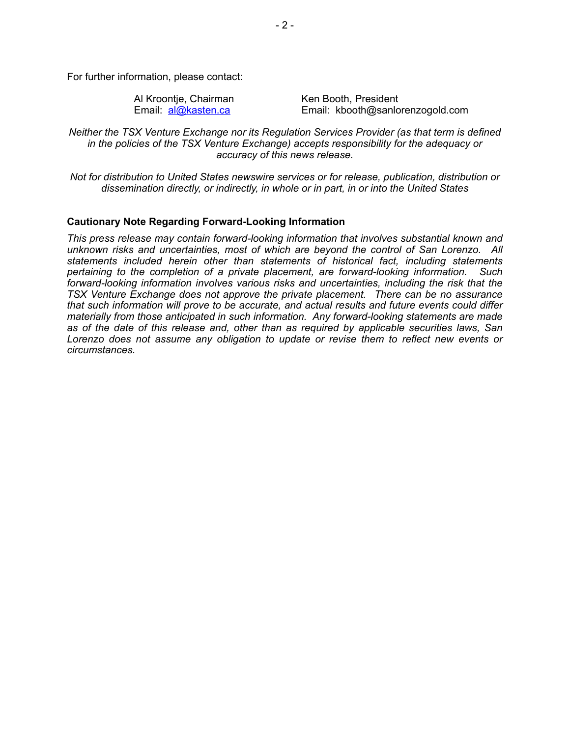For further information, please contact:

Al Kroontje, Chairman
Email: al@kasten.ca

Ken Booth, President
Email: kbooth@sanlorenzogold.com

*Neither the TSX Venture Exchange nor its Regulation Services Provider (as that term is defined in the policies of the TSX Venture Exchange) accepts responsibility for the adequacy or accuracy of this news release.*

*Not for distribution to United States newswire services or for release, publication, distribution or dissemination directly, or indirectly, in whole or in part, in or into the United States*

**Cautionary Note Regarding Forward-Looking Information**

*This press release may contain forward-looking information that involves substantial known and unknown risks and uncertainties, most of which are beyond the control of San Lorenzo. All statements included herein other than statements of historical fact, including statements pertaining to the completion of a private placement, are forward-looking information. Such forward-looking information involves various risks and uncertainties, including the risk that the TSX Venture Exchange does not approve the private placement. There can be no assurance that such information will prove to be accurate, and actual results and future events could differ materially from those anticipated in such information. Any forward-looking statements are made as of the date of this release and, other than as required by applicable securities laws, San Lorenzo does not assume any obligation to update or revise them to reflect new events or circumstances.*